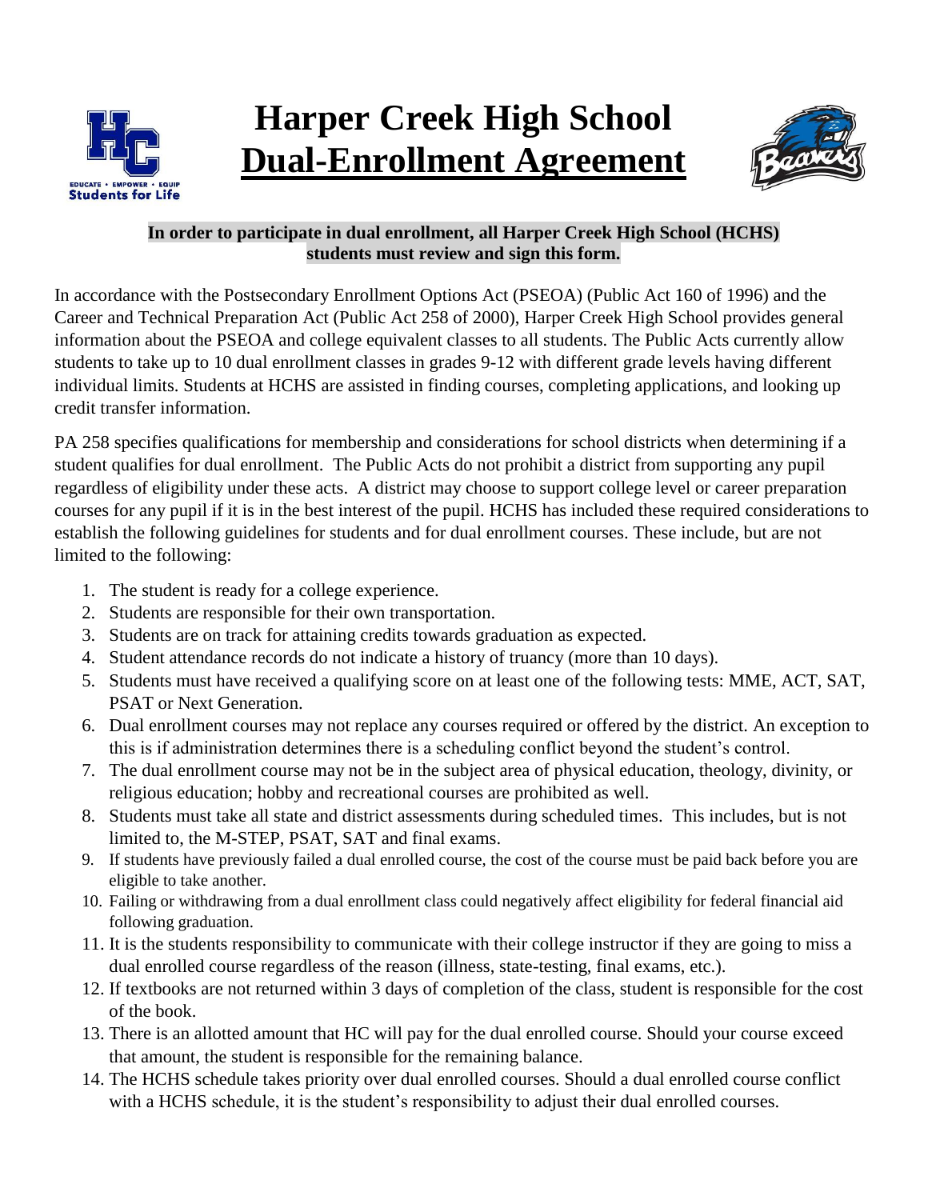# Harper Creek High School
# Dual-Enrollment Agreement

**In order to participate in dual enrollment, all Harper Creek High School (HCHS) students must review and sign this form.**

In accordance with the Postsecondary Enrollment Options Act (PSEOA) (Public Act 160 of 1996) and the Career and Technical Preparation Act (Public Act 258 of 2000), Harper Creek High School provides general information about the PSEOA and college equivalent classes to all students. The Public Acts currently allow students to take up to 10 dual enrollment classes in grades 9-12 with different grade levels having different individual limits. Students at HCHS are assisted in finding courses, completing applications, and looking up credit transfer information.

PA 258 specifies qualifications for membership and considerations for school districts when determining if a student qualifies for dual enrollment. The Public Acts do not prohibit a district from supporting any pupil regardless of eligibility under these acts. A district may choose to support college level or career preparation courses for any pupil if it is in the best interest of the pupil. HCHS has included these required considerations to establish the following guidelines for students and for dual enrollment courses. These include, but are not limited to the following:

1. The student is ready for a college experience.
2. Students are responsible for their own transportation.
3. Students are on track for attaining credits towards graduation as expected.
4. Student attendance records do not indicate a history of truancy (more than 10 days).
5. Students must have received a qualifying score on at least one of the following tests: MME, ACT, SAT, PSAT or Next Generation.
6. Dual enrollment courses may not replace any courses required or offered by the district. An exception to this is if administration determines there is a scheduling conflict beyond the student's control.
7. The dual enrollment course may not be in the subject area of physical education, theology, divinity, or religious education; hobby and recreational courses are prohibited as well.
8. Students must take all state and district assessments during scheduled times. This includes, but is not limited to, the M-STEP, PSAT, SAT and final exams.
9. If students have previously failed a dual enrolled course, the cost of the course must be paid back before you are eligible to take another.
10. Failing or withdrawing from a dual enrollment class could negatively affect eligibility for federal financial aid following graduation.
11. It is the students responsibility to communicate with their college instructor if they are going to miss a dual enrolled course regardless of the reason (illness, state-testing, final exams, etc.).
12. If textbooks are not returned within 3 days of completion of the class, student is responsible for the cost of the book.
13. There is an allotted amount that HC will pay for the dual enrolled course. Should your course exceed that amount, the student is responsible for the remaining balance.
14. The HCHS schedule takes priority over dual enrolled courses. Should a dual enrolled course conflict with a HCHS schedule, it is the student's responsibility to adjust their dual enrolled courses.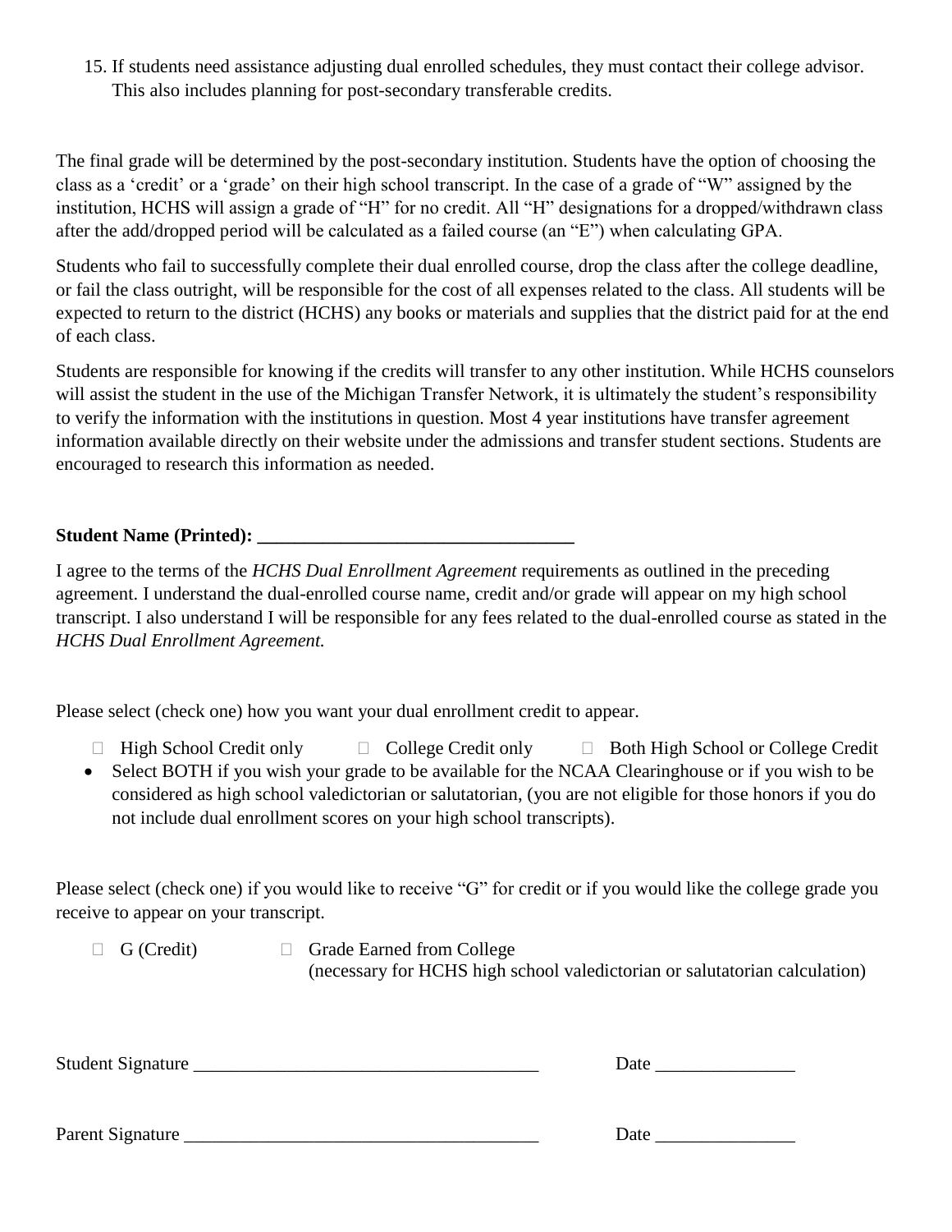15. If students need assistance adjusting dual enrolled schedules, they must contact their college advisor. This also includes planning for post-secondary transferable credits.

The final grade will be determined by the post-secondary institution. Students have the option of choosing the class as a 'credit' or a 'grade' on their high school transcript. In the case of a grade of "W" assigned by the institution, HCHS will assign a grade of "H" for no credit. All "H" designations for a dropped/withdrawn class after the add/dropped period will be calculated as a failed course (an "E") when calculating GPA.

Students who fail to successfully complete their dual enrolled course, drop the class after the college deadline, or fail the class outright, will be responsible for the cost of all expenses related to the class. All students will be expected to return to the district (HCHS) any books or materials and supplies that the district paid for at the end of each class.

Students are responsible for knowing if the credits will transfer to any other institution. While HCHS counselors will assist the student in the use of the Michigan Transfer Network, it is ultimately the student's responsibility to verify the information with the institutions in question. Most 4 year institutions have transfer agreement information available directly on their website under the admissions and transfer student sections. Students are encouraged to research this information as needed.

**Student Name (Printed): \_\_\_\_\_\_\_\_\_\_\_\_\_\_\_\_\_\_\_\_\_\_\_\_\_\_\_\_\_\_\_\_\_\_**

I agree to the terms of the *HCHS Dual Enrollment Agreement* requirements as outlined in the preceding agreement. I understand the dual-enrolled course name, credit and/or grade will appear on my high school transcript. I also understand I will be responsible for any fees related to the dual-enrolled course as stated in the *HCHS Dual Enrollment Agreement.*

Please select (check one) how you want your dual enrollment credit to appear.

☐ High School Credit only ☐ College Credit only ☐ Both High School or College Credit

- Select BOTH if you wish your grade to be available for the NCAA Clearinghouse or if you wish to be considered as high school valedictorian or salutatorian, (you are not eligible for those honors if you do not include dual enrollment scores on your high school transcripts).

Please select (check one) if you would like to receive "G" for credit or if you would like the college grade you receive to appear on your transcript.

☐ G (Credit) ☐ Grade Earned from College (necessary for HCHS high school valedictorian or salutatorian calculation)

Student Signature \_\_\_\_\_\_\_\_\_\_\_\_\_\_\_\_\_\_\_\_\_\_\_\_\_\_\_\_\_\_\_\_\_\_\_\_\_\_ Date \_\_\_\_\_\_\_\_\_\_\_\_\_\_\_

Parent Signature \_\_\_\_\_\_\_\_\_\_\_\_\_\_\_\_\_\_\_\_\_\_\_\_\_\_\_\_\_\_\_\_\_\_\_\_\_\_\_ Date \_\_\_\_\_\_\_\_\_\_\_\_\_\_\_